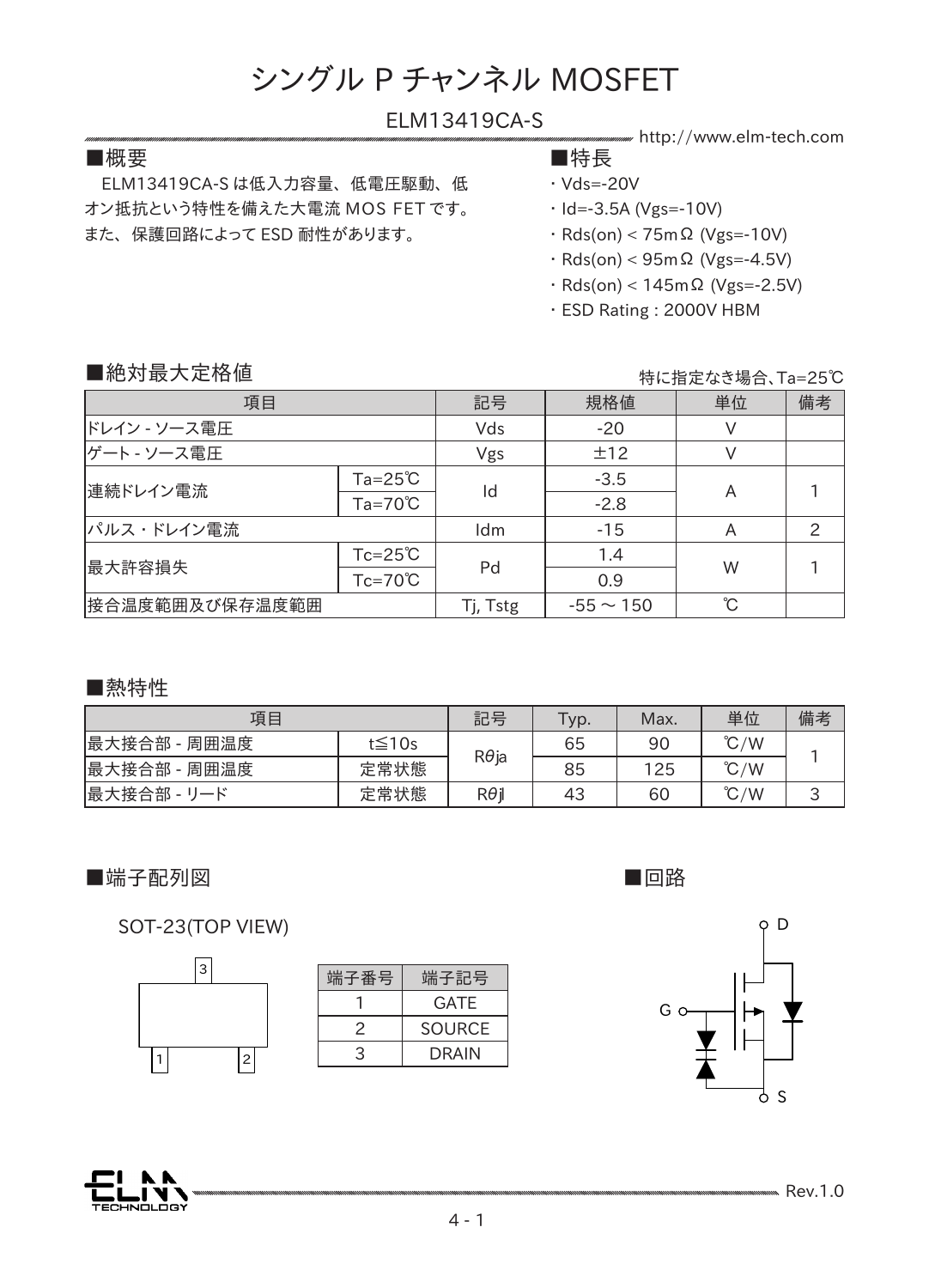# シングル P チャンネル MOSFET

## ELM13419CA-S

http://www.elm-tech.com

### ■概要

ELM13419CA-S は低入力容量、低電圧駆動、低オン抵抗という特性を備えた大電流 MOS FET です。また、保護回路によって ESD 耐性があります。

### ■特長

- Vds=-20V
- Id=-3.5A (Vgs=-10V)
- Rds(on) < 75mΩ (Vgs=-10V)
- Rds(on) < 95mΩ (Vgs=-4.5V)
- Rds(on) < 145mΩ (Vgs=-2.5V)
- ESD Rating : 2000V HBM

### ■絶対最大定格値

特に指定なき場合、Ta=25℃

| 項目 | | 記号 | 規格値 | 単位 | 備考 |
|---|---|---|---|---|---|
| ドレイン - ソース電圧 | | Vds | -20 | V | |
| ゲート - ソース電圧 | | Vgs | ±12 | V | |
| 連続ドレイン電流 | Ta=25℃ | Id | -3.5 | A | 1 |
| | Ta=70℃ | | -2.8 | | |
| パルス・ドレイン電流 | | Idm | -15 | A | 2 |
| 最大許容損失 | Tc=25℃ | Pd | 1.4 | W | 1 |
| | Tc=70℃ | | 0.9 | | |
| 接合温度範囲及び保存温度範囲 | | Tj, Tstg | -55 ～ 150 | ℃ | |

### ■熱特性

| 項目 | | 記号 | Typ. | Max. | 単位 | 備考 |
|---|---|---|---|---|---|---|
| 最大接合部 - 周囲温度 | t≦10s | $R\theta ja$ | 65 | 90 | ℃/W | 1 |
| 最大接合部 - 周囲温度 | 定常状態 | | 85 | 125 | ℃/W | |
| 最大接合部 - リード | 定常状態 | $R\theta jl$ | 43 | 60 | ℃/W | 3 |

### ■端子配列図

SOT-23(TOP VIEW)

| 端子番号 | 端子記号 |
|---|---|
| 1 | GATE |
| 2 | SOURCE |
| 3 | DRAIN |

### ■回路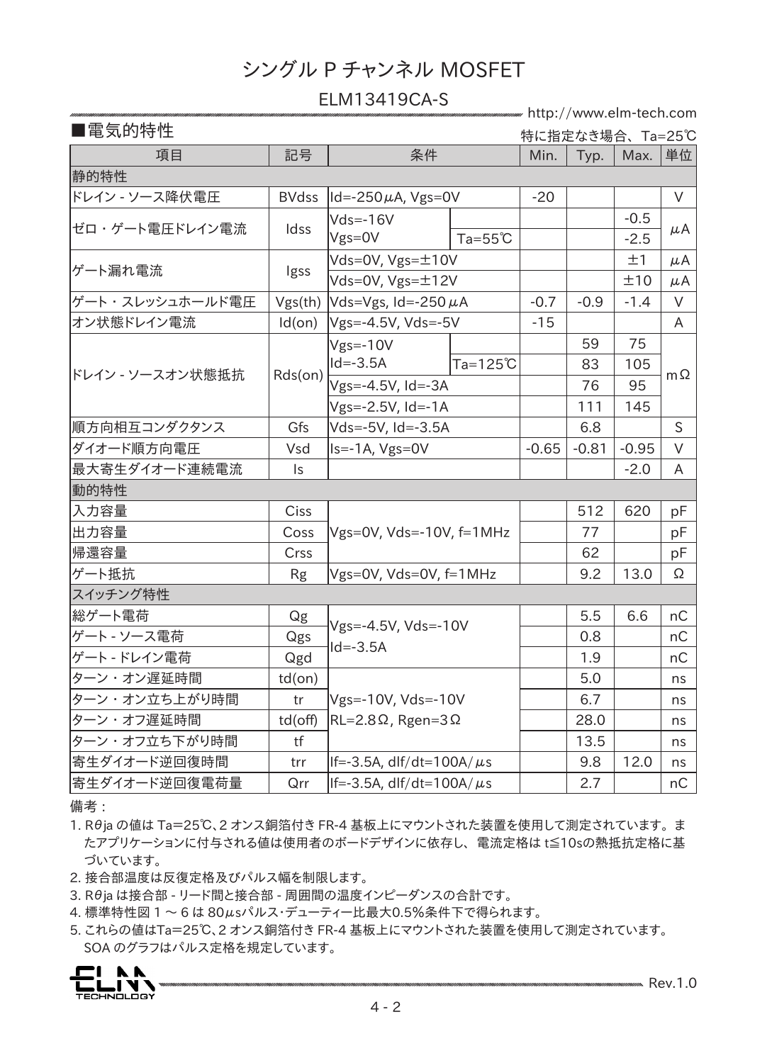# シングル P チャンネル MOSFET

## ELM13419CA-S

■電気的特性

特に指定なき場合、Ta=25℃

| 項目 | 記号 | 条件 | | Min. | Typ. | Max. | 単位 |
|---|---|---|---|---|---|---|---|
| 静的特性 | | | | | | | |
| ドレイン - ソース降伏電圧 | BVdss | Id=-250μA, Vgs=0V | | -20 | | | V |
| ゼロ・ゲート電圧ドレイン電流 | Idss | Vds=-16V<br>Vgs=0V | | | | -0.5 | μA |
| | | | Ta=55℃ | | | -2.5 | |
| ゲート漏れ電流 | Igss | Vds=0V, Vgs=±10V | | | | ±1 | μA |
| | | Vds=0V, Vgs=±12V | | | | ±10 | μA |
| ゲート・スレッシュホールド電圧 | Vgs(th) | Vds=Vgs, Id=-250μA | | -0.7 | -0.9 | -1.4 | V |
| オン状態ドレイン電流 | Id(on) | Vgs=-4.5V, Vds=-5V | | -15 | | | A |
| ドレイン - ソースオン状態抵抗 | Rds(on) | Vgs=-10V<br>Id=-3.5A | | | 59 | 75 | mΩ |
| | | | Ta=125℃ | | 83 | 105 | |
| | | Vgs=-4.5V, Id=-3A | | | 76 | 95 | |
| | | Vgs=-2.5V, Id=-1A | | | 111 | 145 | |
| 順方向相互コンダクタンス | Gfs | Vds=-5V, Id=-3.5A | | | 6.8 | | S |
| ダイオード順方向電圧 | Vsd | Is=-1A, Vgs=0V | | -0.65 | -0.81 | -0.95 | V |
| 最大寄生ダイオード連続電流 | Is | | | | | -2.0 | A |
| 動的特性 | | | | | | | |
| 入力容量 | Ciss | Vgs=0V, Vds=-10V, f=1MHz | | | 512 | 620 | pF |
| 出力容量 | Coss | | | | 77 | | pF |
| 帰還容量 | Crss | | | | 62 | | pF |
| ゲート抵抗 | Rg | Vgs=0V, Vds=0V, f=1MHz | | | 9.2 | 13.0 | Ω |
| スイッチング特性 | | | | | | | |
| 総ゲート電荷 | Qg | Vgs=-4.5V, Vds=-10V<br>Id=-3.5A | | | 5.5 | 6.6 | nC |
| ゲート - ソース電荷 | Qgs | | | | 0.8 | | nC |
| ゲート - ドレイン電荷 | Qgd | | | | 1.9 | | nC |
| ターン・オン遅延時間 | td(on) | Vgs=-10V, Vds=-10V<br>RL=2.8Ω, Rgen=3Ω | | | 5.0 | | ns |
| ターン・オン立ち上がり時間 | tr | | | | 6.7 | | ns |
| ターン・オフ遅延時間 | td(off) | | | | 28.0 | | ns |
| ターン・オフ立ち下がり時間 | tf | | | | 13.5 | | ns |
| 寄生ダイオード逆回復時間 | trr | If=-3.5A, dIf/dt=100A/μs | | | 9.8 | 12.0 | ns |
| 寄生ダイオード逆回復電荷量 | Qrr | If=-3.5A, dIf/dt=100A/μs | | | 2.7 | | nC |

備考：

1. Rθja の値は Ta=25℃、2 オンス銅箔付き FR-4 基板上にマウントされた装置を使用して測定されています。またアプリケーションに付与される値は使用者のボードデザインに依存し、電流定格は t≦10sの熱抵抗定格に基づいています。
2. 接合部温度は反復定格及びパルス幅を制限します。
3. Rθja は接合部 - リード間と接合部 - 周囲間の温度インピーダンスの合計です。
4. 標準特性図 1 ～ 6 は 80μsパルス･デューティー比最大0.5%条件下で得られます。
5. これらの値はTa=25℃、2 オンス銅箔付き FR-4 基板上にマウントされた装置を使用して測定されています。SOA のグラフはパルス定格を規定しています。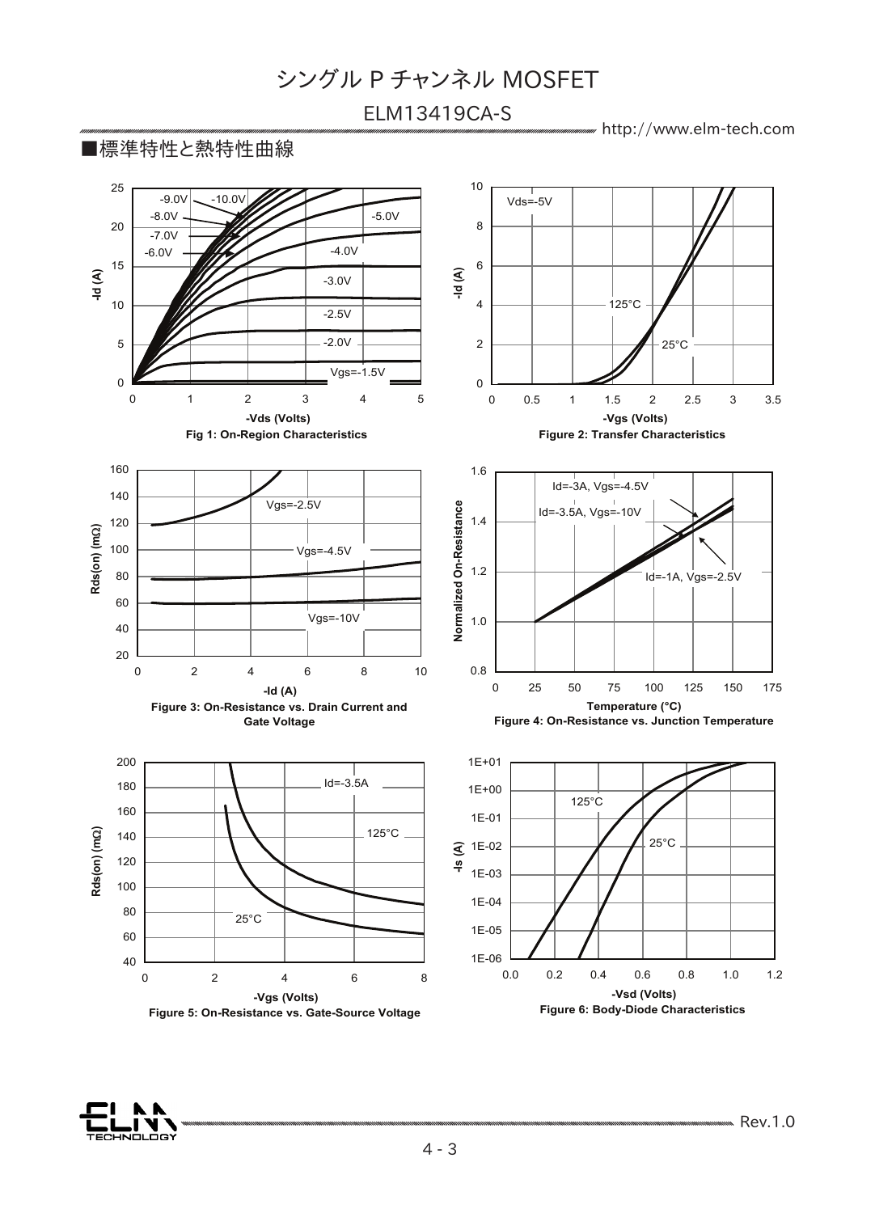■標準特性と熱特性曲線

Fig 1: On-Region Characteristics

Figure 2: Transfer Characteristics

Figure 3: On-Resistance vs. Drain Current and Gate Voltage

Figure 4: On-Resistance vs. Junction Temperature

Figure 5: On-Resistance vs. Gate-Source Voltage

Figure 6: Body-Diode Characteristics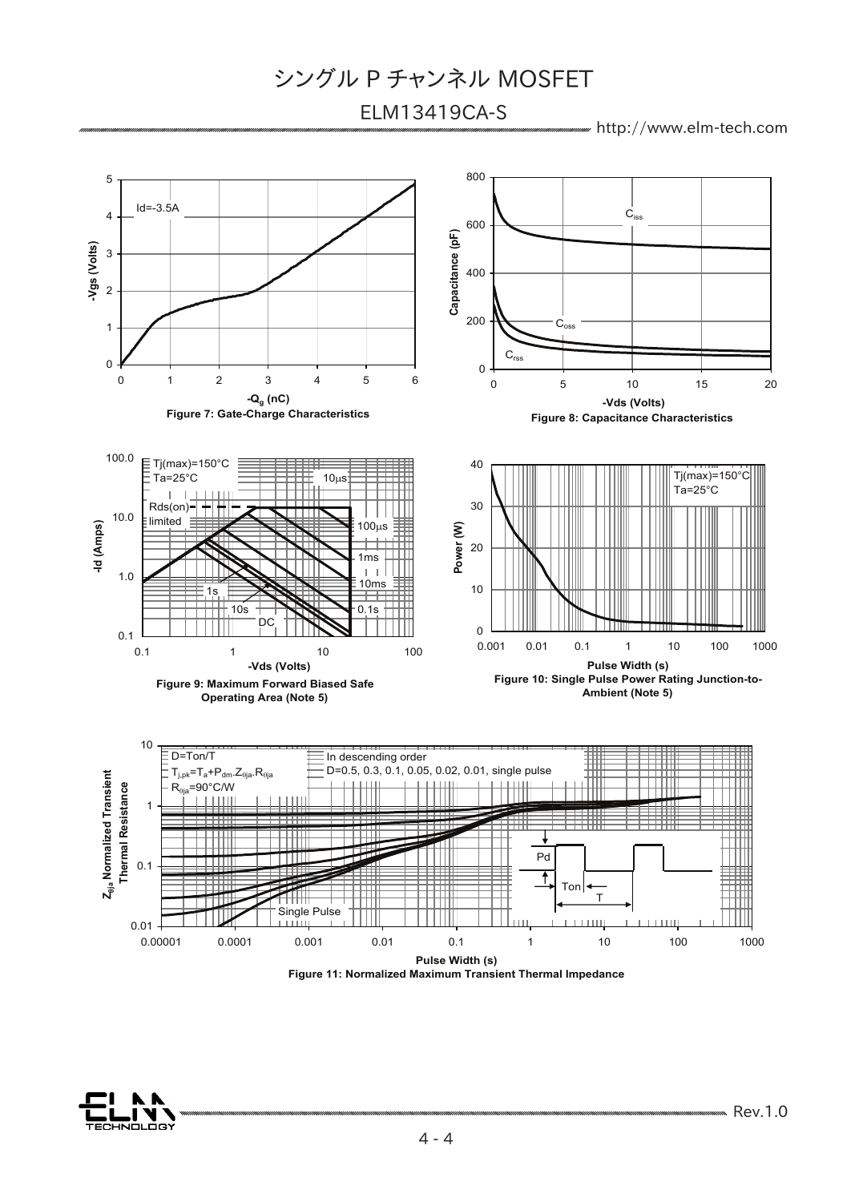# シングル P チャンネル MOSFET

## ELM13419CA-S

Id=-3.5A

-Vgs (Volts)

$-Q_g$ (nC)

Figure 7: Gate-Charge Characteristics

$C_{iss}$

$C_{oss}$

$C_{rss}$

Capacitance (pF)

-Vds (Volts)

Figure 8: Capacitance Characteristics

Tj(max)=150°C
Ta=25°C

10μs

Rds(on) limited

100μs

1ms

10ms

1s

10s

DC

0.1s

-Id (Amps)

-Vds (Volts)

Figure 9: Maximum Forward Biased Safe Operating Area (Note 5)

Tj(max)=150°C
Ta=25°C

Power (W)

Pulse Width (s)

Figure 10: Single Pulse Power Rating Junction-to-Ambient (Note 5)

D=Ton/T

$T_{j,pk}=T_a+P_{dm}.Z_{\theta ja}.R_{\theta ja}$

$R_{\theta ja}$=90°C/W

In descending order
D=0.5, 0.3, 0.1, 0.05, 0.02, 0.01, single pulse

Single Pulse

Pd

Ton

T

$Z_{\theta ja}$ Normalized Transient Thermal Resistance

Pulse Width (s)

Figure 11: Normalized Maximum Transient Thermal Impedance